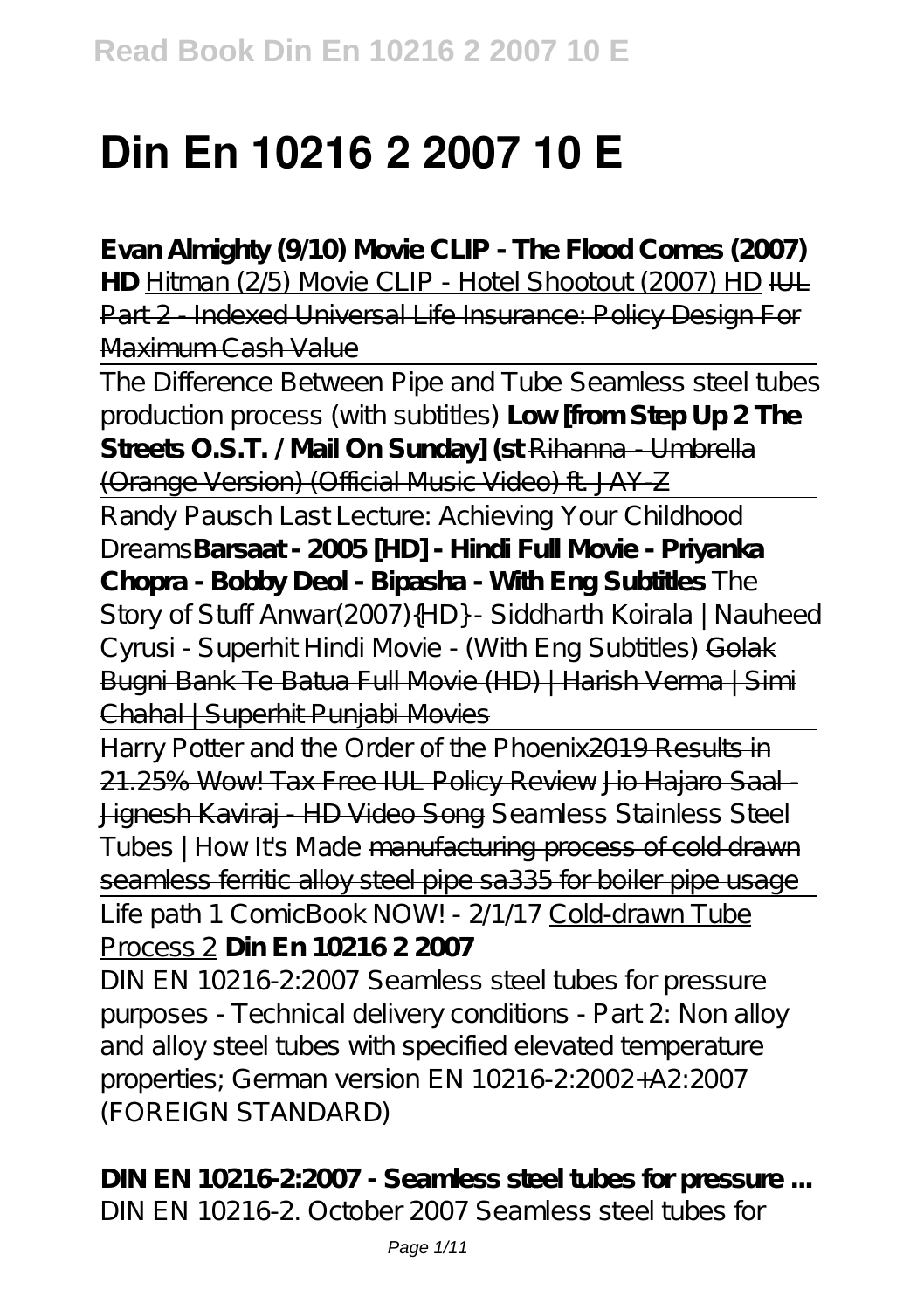# Din En 10216 2 2007 10 E

**Evan Almighty (9/10) Movie CLIP - The Flood Comes (2007) HD** Hitman (2/5) Movie CLIP - Hotel Shootout (2007) HD ~~IUL Part 2 - Indexed Universal Life Insurance: Policy Design For Maximum Cash Value~~

The Difference Between Pipe and Tube Seamless steel tubes production process (with subtitles) **Low [from Step Up 2 The Streets O.S.T. / Mail On Sunday] (st** ~~Rihanna - Umbrella (Orange Version) (Official Music Video) ft. JAY-Z~~

Randy Pausch Last Lecture: Achieving Your Childhood Dreams **Barsaat - 2005 [HD] - Hindi Full Movie - Priyanka Chopra - Bobby Deol - Bipasha - With Eng Subtitles** *The Story of Stuff* *Anwar(2007){HD} - Siddharth Koirala | Nauheed Cyrusi - Superhit Hindi Movie - (With Eng Subtitles)* ~~Golak Bugni Bank Te Batua Full Movie (HD) | Harish Verma | Simi Chahal | Superhit Punjabi Movies~~

Harry Potter and the Order of the Phoenix ~~2019 Results in 21.25% Wow! Tax Free IUL Policy Review~~ ~~Jio Hajaro Saal - Jignesh Kaviraj - HD Video Song~~ *Seamless Stainless Steel Tubes | How It's Made* ~~manufacturing process of cold drawn seamless ferritic alloy steel pipe sa335 for boiler pipe usage~~

Life path 1 ComicBook NOW! - 2/1/17 Cold-drawn Tube Process 2 **Din En 10216 2 2007**

DIN EN 10216-2:2007 Seamless steel tubes for pressure purposes - Technical delivery conditions - Part 2: Non alloy and alloy steel tubes with specified elevated temperature properties; German version EN 10216-2:2002+A2:2007 (FOREIGN STANDARD)

**DIN EN 10216-2:2007 - Seamless steel tubes for pressure ...**

DIN EN 10216-2. October 2007 Seamless steel tubes for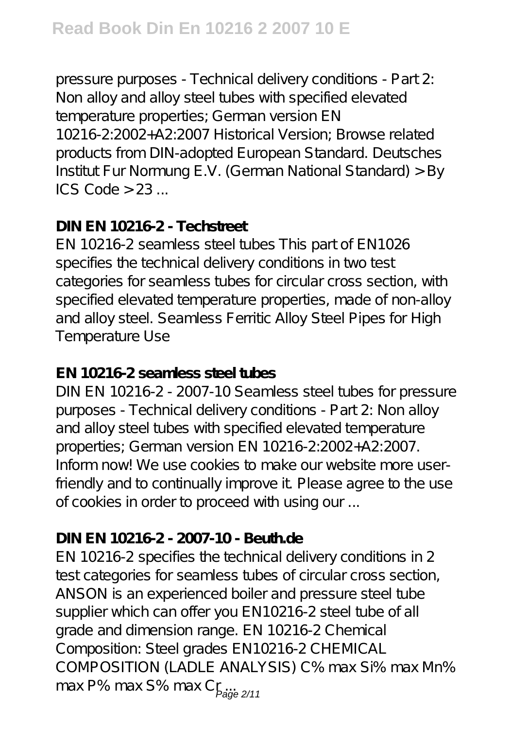pressure purposes - Technical delivery conditions - Part 2: Non alloy and alloy steel tubes with specified elevated temperature properties; German version EN 10216-2:2002+A2:2007 Historical Version; Browse related products from DIN-adopted European Standard. Deutsches Institut Fur Normung E.V. (German National Standard) > By ICS Code > 23 ...

## DIN EN 10216-2 - Techstreet

EN 10216-2 seamless steel tubes This part of EN1026 specifies the technical delivery conditions in two test categories for seamless tubes for circular cross section, with specified elevated temperature properties, made of non-alloy and alloy steel. Seamless Ferritic Alloy Steel Pipes for High Temperature Use

## EN 10216-2 seamless steel tubes

DIN EN 10216-2 - 2007-10 Seamless steel tubes for pressure purposes - Technical delivery conditions - Part 2: Non alloy and alloy steel tubes with specified elevated temperature properties; German version EN 10216-2:2002+A2:2007. Inform now! We use cookies to make our website more user-friendly and to continually improve it. Please agree to the use of cookies in order to proceed with using our ...

## DIN EN 10216-2 - 2007-10 - Beuth.de

EN 10216-2 specifies the technical delivery conditions in 2 test categories for seamless tubes of circular cross section, ANSON is an experienced boiler and pressure steel tube supplier which can offer you EN10216-2 steel tube of all grade and dimension range. EN 10216-2 Chemical Composition: Steel grades EN10216-2 CHEMICAL COMPOSITION (LADLE ANALYSIS) C% max Si% max Mn% max P% max S% max Cr ...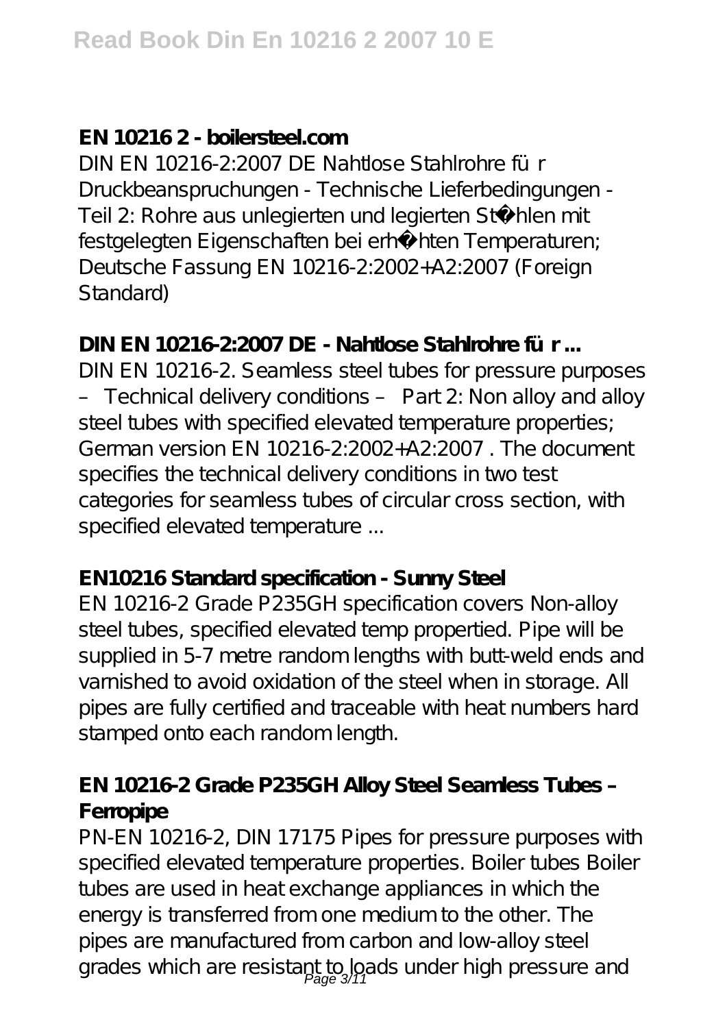### EN 10216 2 - boilersteel.com

DIN EN 10216-2:2007 DE Nahtlose Stahlrohre für Druckbeanspruchungen - Technische Lieferbedingungen - Teil 2: Rohre aus unlegierten und legierten Stählen mit festgelegten Eigenschaften bei erhöhten Temperaturen; Deutsche Fassung EN 10216-2:2002+A2:2007 (Foreign Standard)

### DIN EN 10216-2:2007 DE - Nahtlose Stahlrohre für ...

DIN EN 10216-2. Seamless steel tubes for pressure purposes – Technical delivery conditions – Part 2: Non alloy and alloy steel tubes with specified elevated temperature properties; German version EN 10216-2:2002+A2:2007 . The document specifies the technical delivery conditions in two test categories for seamless tubes of circular cross section, with specified elevated temperature ...

### EN10216 Standard specification - Sunny Steel

EN 10216-2 Grade P235GH specification covers Non-alloy steel tubes, specified elevated temp propertied. Pipe will be supplied in 5-7 metre random lengths with butt-weld ends and varnished to avoid oxidation of the steel when in storage. All pipes are fully certified and traceable with heat numbers hard stamped onto each random length.

### EN 10216-2 Grade P235GH Alloy Steel Seamless Tubes – Ferropipe

PN-EN 10216-2, DIN 17175 Pipes for pressure purposes with specified elevated temperature properties. Boiler tubes Boiler tubes are used in heat exchange appliances in which the energy is transferred from one medium to the other. The pipes are manufactured from carbon and low-alloy steel grades which are resistant to loads under high pressure and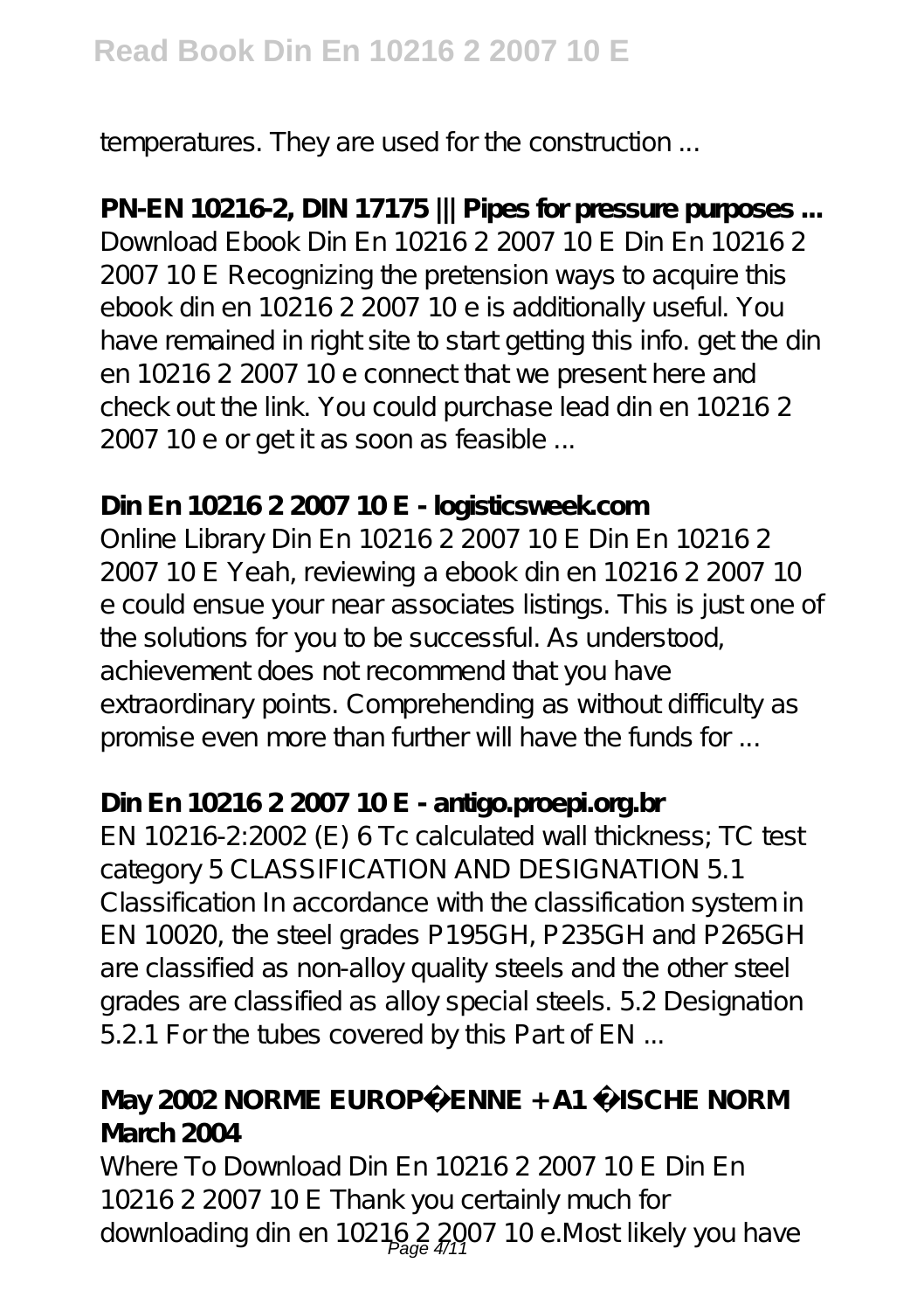temperatures. They are used for the construction ...

**PN-EN 10216-2, DIN 17175 ||| Pipes for pressure purposes ...**

Download Ebook Din En 10216 2 2007 10 E Din En 10216 2 2007 10 E Recognizing the pretension ways to acquire this ebook din en 10216 2 2007 10 e is additionally useful. You have remained in right site to start getting this info. get the din en 10216 2 2007 10 e connect that we present here and check out the link. You could purchase lead din en 10216 2 2007 10 e or get it as soon as feasible ...

**Din En 10216 2 2007 10 E - logisticsweek.com**

Online Library Din En 10216 2 2007 10 E Din En 10216 2 2007 10 E Yeah, reviewing a ebook din en 10216 2 2007 10 e could ensue your near associates listings. This is just one of the solutions for you to be successful. As understood, achievement does not recommend that you have extraordinary points. Comprehending as without difficulty as promise even more than further will have the funds for ...

**Din En 10216 2 2007 10 E - antigo.proepi.org.br**

EN 10216-2:2002 (E) 6 Tc calculated wall thickness; TC test category 5 CLASSIFICATION AND DESIGNATION 5.1 Classification In accordance with the classification system in EN 10020, the steel grades P195GH, P235GH and P265GH are classified as non-alloy quality steels and the other steel grades are classified as alloy special steels. 5.2 Designation 5.2.1 For the tubes covered by this Part of EN ...

**May 2002 NORME EUROP�ENNE + A1 �ISCHE NORM March 2004**

Where To Download Din En 10216 2 2007 10 E Din En 10216 2 2007 10 E Thank you certainly much for downloading din en 10216 2 2007 10 e.Most likely you have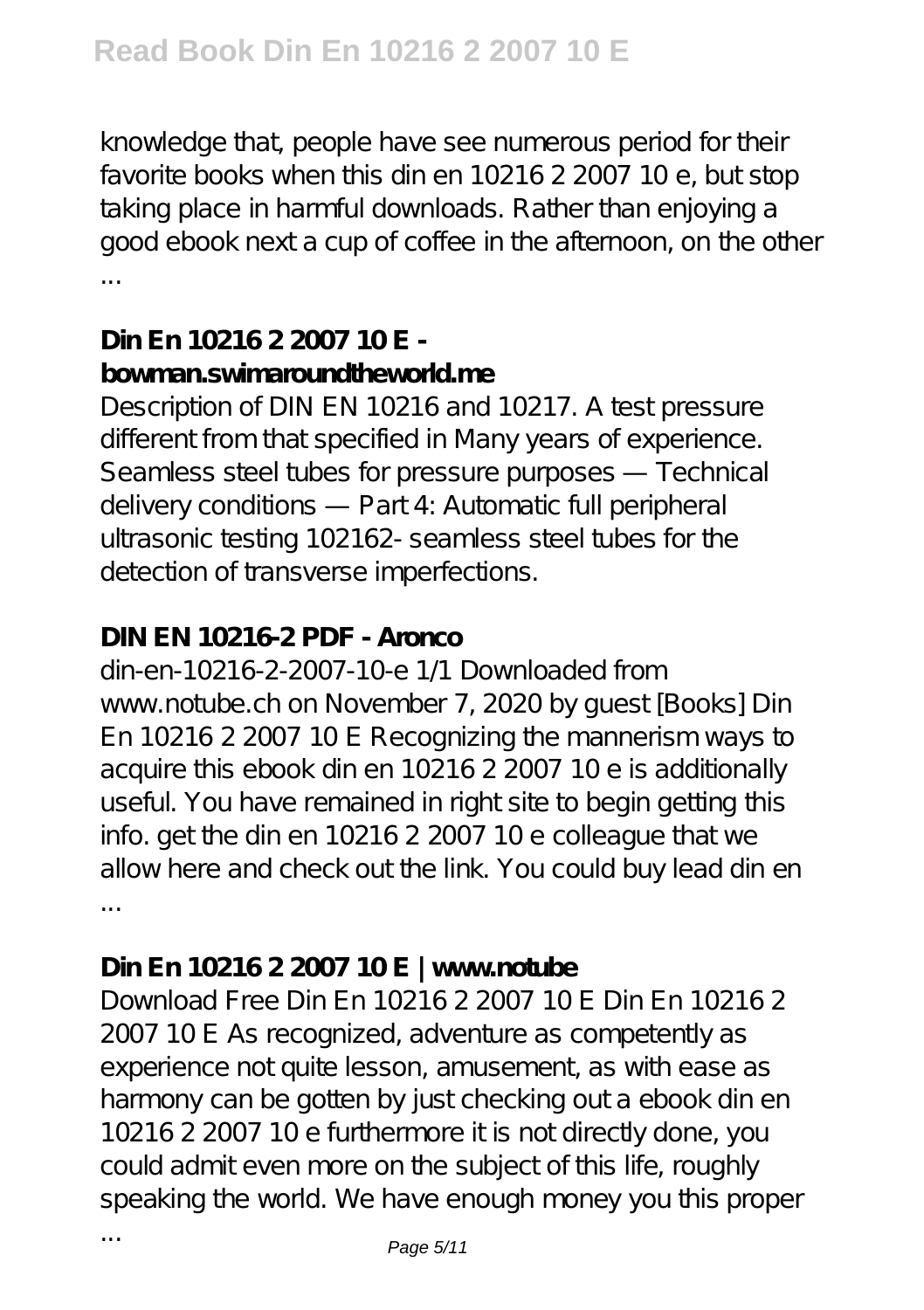knowledge that, people have see numerous period for their favorite books when this din en 10216 2 2007 10 e, but stop taking place in harmful downloads. Rather than enjoying a good ebook next a cup of coffee in the afternoon, on the other ...

### Din En 10216 2 2007 10 E - bowman.swimaroundtheworld.me

Description of DIN EN 10216 and 10217. A test pressure different from that specified in Many years of experience. Seamless steel tubes for pressure purposes — Technical delivery conditions — Part 4: Automatic full peripheral ultrasonic testing 102162- seamless steel tubes for the detection of transverse imperfections.

### DIN EN 10216-2 PDF - Aronco

din-en-10216-2-2007-10-e 1/1 Downloaded from www.notube.ch on November 7, 2020 by guest [Books] Din En 10216 2 2007 10 E Recognizing the mannerism ways to acquire this ebook din en 10216 2 2007 10 e is additionally useful. You have remained in right site to begin getting this info. get the din en 10216 2 2007 10 e colleague that we allow here and check out the link. You could buy lead din en ...

### Din En 10216 2 2007 10 E | www.notube

Download Free Din En 10216 2 2007 10 E Din En 10216 2 2007 10 E As recognized, adventure as competently as experience not quite lesson, amusement, as with ease as harmony can be gotten by just checking out a ebook din en 10216 2 2007 10 e furthermore it is not directly done, you could admit even more on the subject of this life, roughly speaking the world. We have enough money you this proper ...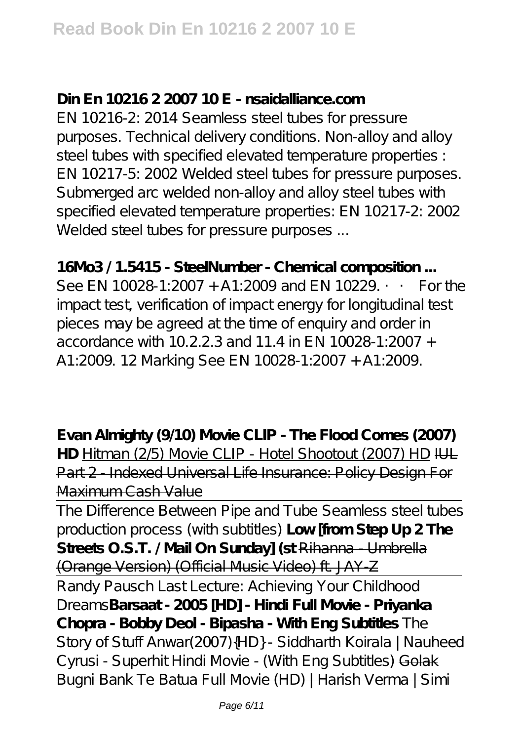**Din En 10216 2 2007 10 E - nsaidalliance.com**

EN 10216-2: 2014 Seamless steel tubes for pressure purposes. Technical delivery conditions. Non-alloy and alloy steel tubes with specified elevated temperature properties : EN 10217-5: 2002 Welded steel tubes for pressure purposes. Submerged arc welded non-alloy and alloy steel tubes with specified elevated temperature properties: EN 10217-2: 2002 Welded steel tubes for pressure purposes ...

**16Mo3 / 1.5415 - SteelNumber - Chemical composition ...**

See EN 10028-1:2007 + A1:2009 and EN 10229. · · For the impact test, verification of impact energy for longitudinal test pieces may be agreed at the time of enquiry and order in accordance with 10.2.2.3 and 11.4 in EN 10028-1:2007 + A1:2009. 12 Marking See EN 10028-1:2007 + A1:2009.

**Evan Almighty (9/10) Movie CLIP - The Flood Comes (2007) HD** Hitman (2/5) Movie CLIP - Hotel Shootout (2007) HD ~~IUL Part 2 - Indexed Universal Life Insurance: Policy Design For Maximum Cash Value~~

The Difference Between Pipe and Tube Seamless steel tubes production process (with subtitles) **Low [from Step Up 2 The Streets O.S.T. / Mail On Sunday] (st** ~~Rihanna - Umbrella (Orange Version) (Official Music Video) ft. JAY-Z~~

Randy Pausch Last Lecture: Achieving Your Childhood Dreams **Barsaat - 2005 [HD] - Hindi Full Movie - Priyanka Chopra - Bobby Deol - Bipasha - With Eng Subtitles** *The Story of Stuff* *Anwar(2007){HD} - Siddharth Koirala | Nauheed Cyrusi - Superhit Hindi Movie - (With Eng Subtitles)* ~~Golak Bugni Bank Te Batua Full Movie (HD) | Harish Verma | Simi~~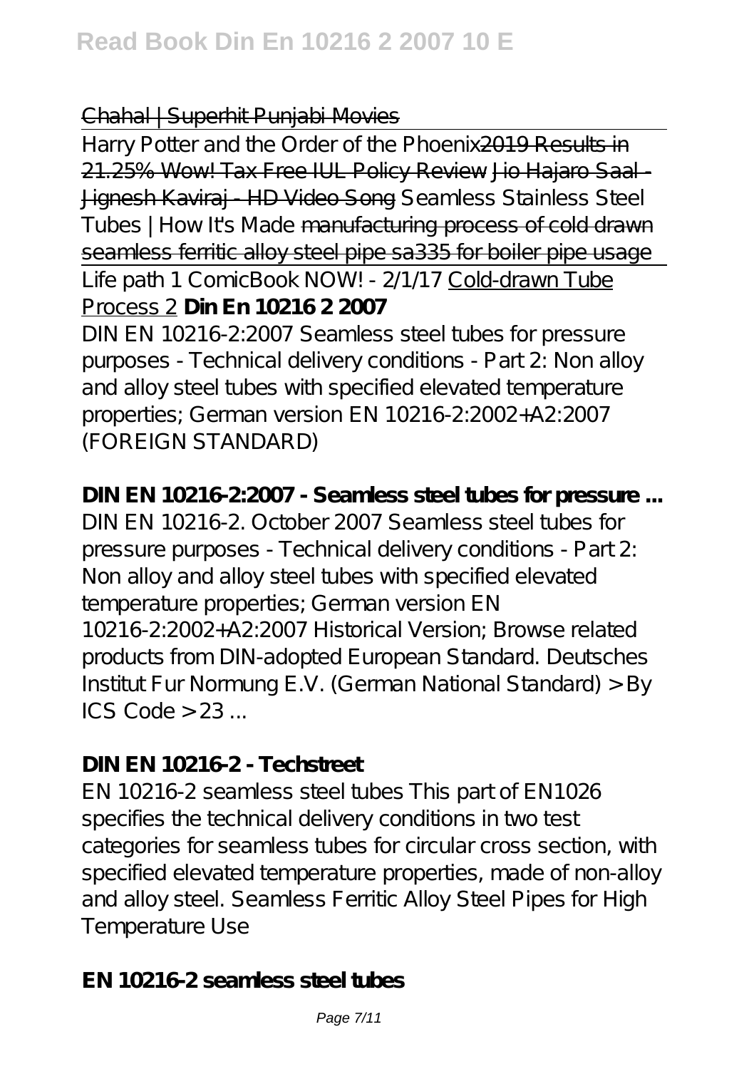~~Chahal | Superhit Punjabi Movies~~

Harry Potter and the Order of the Phoenix~~2019 Results in 21.25% Wow! Tax Free IUL Policy Review~~ ~~Jio Hajaro Saal - Jignesh Kaviraj - HD Video Song~~ Seamless Stainless Steel Tubes | How It's Made ~~manufacturing process of cold drawn seamless ferritic alloy steel pipe sa335 for boiler pipe usage~~

Life path 1 ComicBook NOW! - 2/1/17 Cold-drawn Tube Process 2 **Din En 10216 2 2007**

DIN EN 10216-2:2007 Seamless steel tubes for pressure purposes - Technical delivery conditions - Part 2: Non alloy and alloy steel tubes with specified elevated temperature properties; German version EN 10216-2:2002+A2:2007 (FOREIGN STANDARD)

**DIN EN 10216-2:2007 - Seamless steel tubes for pressure ...**

DIN EN 10216-2. October 2007 Seamless steel tubes for pressure purposes - Technical delivery conditions - Part 2: Non alloy and alloy steel tubes with specified elevated temperature properties; German version EN 10216-2:2002+A2:2007 Historical Version; Browse related products from DIN-adopted European Standard. Deutsches Institut Fur Normung E.V. (German National Standard) > By ICS Code > 23 ...

**DIN EN 10216-2 - Techstreet**

EN 10216-2 seamless steel tubes This part of EN1026 specifies the technical delivery conditions in two test categories for seamless tubes for circular cross section, with specified elevated temperature properties, made of non-alloy and alloy steel. Seamless Ferritic Alloy Steel Pipes for High Temperature Use

**EN 10216-2 seamless steel tubes**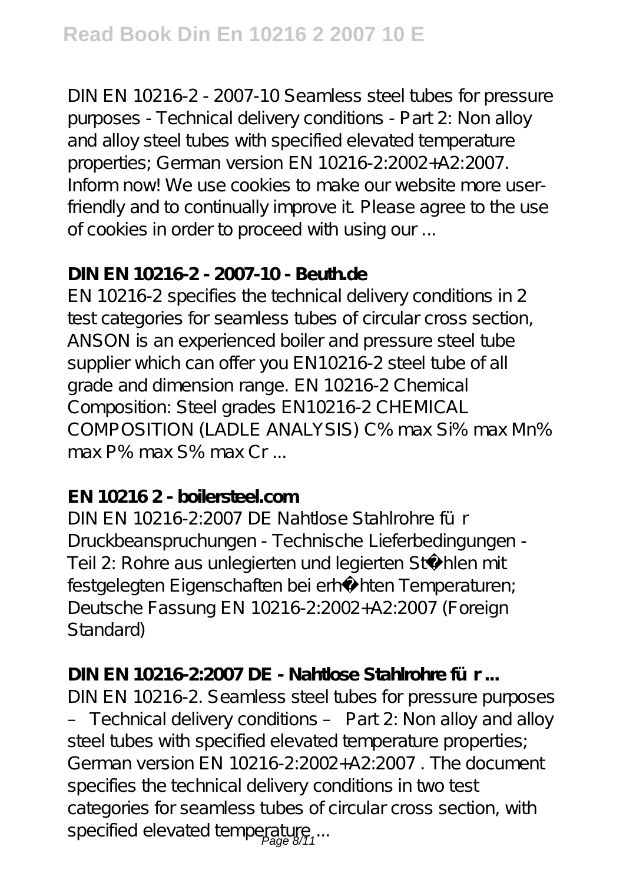DIN EN 10216-2 - 2007-10 Seamless steel tubes for pressure purposes - Technical delivery conditions - Part 2: Non alloy and alloy steel tubes with specified elevated temperature properties; German version EN 10216-2:2002+A2:2007. Inform now! We use cookies to make our website more user-friendly and to continually improve it. Please agree to the use of cookies in order to proceed with using our ...

**DIN EN 10216-2 - 2007-10 - Beuth.de**

EN 10216-2 specifies the technical delivery conditions in 2 test categories for seamless tubes of circular cross section, ANSON is an experienced boiler and pressure steel tube supplier which can offer you EN10216-2 steel tube of all grade and dimension range. EN 10216-2 Chemical Composition: Steel grades EN10216-2 CHEMICAL COMPOSITION (LADLE ANALYSIS) C% max Si% max Mn% max P% max S% max Cr ...

**EN 10216 2 - boilersteel.com**

DIN EN 10216-2:2007 DE Nahtlose Stahlrohre für Druckbeanspruchungen - Technische Lieferbedingungen - Teil 2: Rohre aus unlegierten und legierten Stählen mit festgelegten Eigenschaften bei erhöhten Temperaturen; Deutsche Fassung EN 10216-2:2002+A2:2007 (Foreign Standard)

**DIN EN 10216-2:2007 DE - Nahtlose Stahlrohre für ...**

DIN EN 10216-2. Seamless steel tubes for pressure purposes – Technical delivery conditions – Part 2: Non alloy and alloy steel tubes with specified elevated temperature properties; German version EN 10216-2:2002+A2:2007 . The document specifies the technical delivery conditions in two test categories for seamless tubes of circular cross section, with specified elevated temperature ...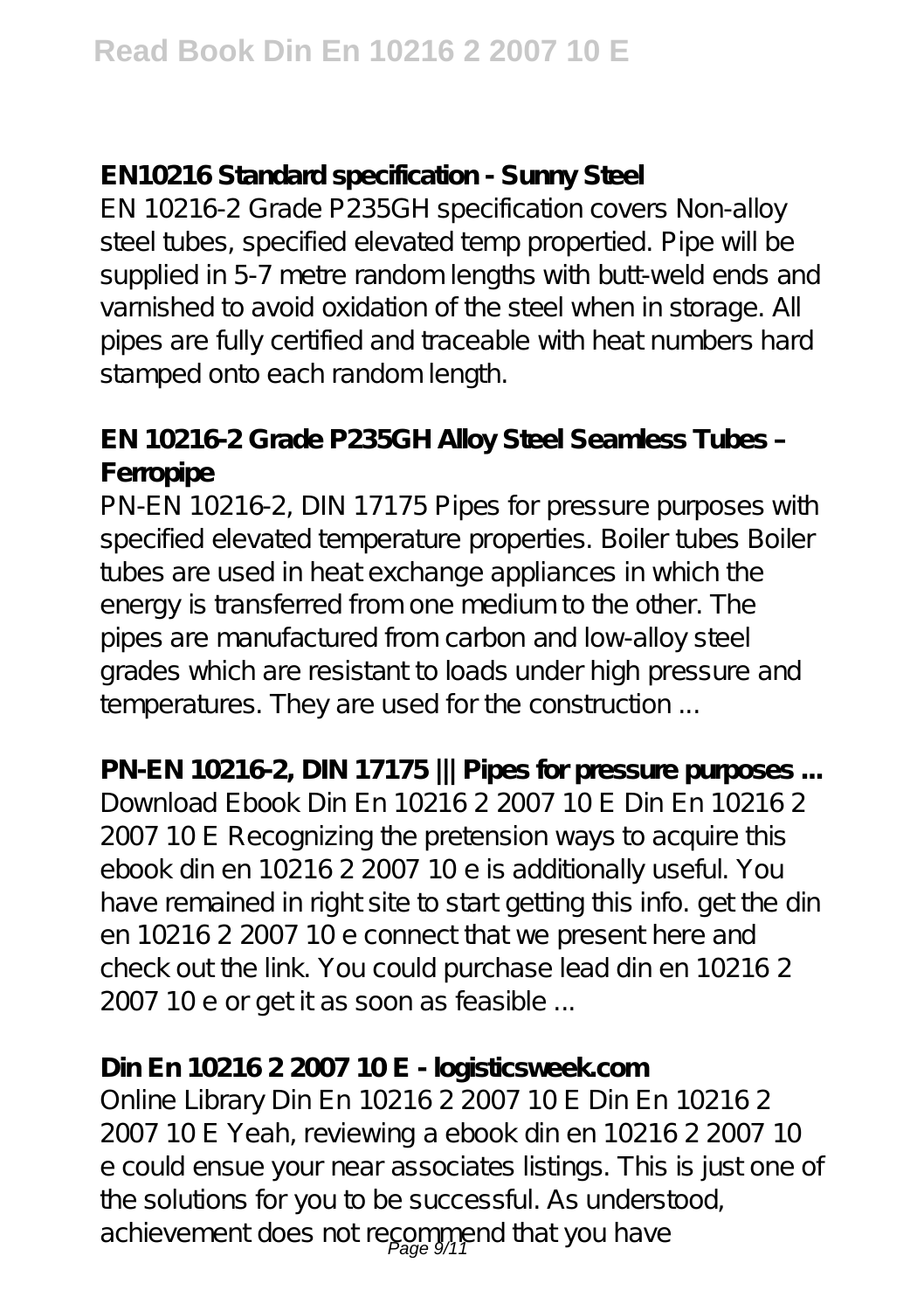## EN10216 Standard specification - Sunny Steel

EN 10216-2 Grade P235GH specification covers Non-alloy steel tubes, specified elevated temp propertied. Pipe will be supplied in 5-7 metre random lengths with butt-weld ends and varnished to avoid oxidation of the steel when in storage. All pipes are fully certified and traceable with heat numbers hard stamped onto each random length.

## EN 10216-2 Grade P235GH Alloy Steel Seamless Tubes – Ferropipe

PN-EN 10216-2, DIN 17175 Pipes for pressure purposes with specified elevated temperature properties. Boiler tubes Boiler tubes are used in heat exchange appliances in which the energy is transferred from one medium to the other. The pipes are manufactured from carbon and low-alloy steel grades which are resistant to loads under high pressure and temperatures. They are used for the construction ...

## PN-EN 10216-2, DIN 17175 ||| Pipes for pressure purposes ...

Download Ebook Din En 10216 2 2007 10 E Din En 10216 2 2007 10 E Recognizing the pretension ways to acquire this ebook din en 10216 2 2007 10 e is additionally useful. You have remained in right site to start getting this info. get the din en 10216 2 2007 10 e connect that we present here and check out the link. You could purchase lead din en 10216 2 2007 10 e or get it as soon as feasible ...

## Din En 10216 2 2007 10 E - logisticsweek.com

Online Library Din En 10216 2 2007 10 E Din En 10216 2 2007 10 E Yeah, reviewing a ebook din en 10216 2 2007 10 e could ensue your near associates listings. This is just one of the solutions for you to be successful. As understood, achievement does not recommend that you have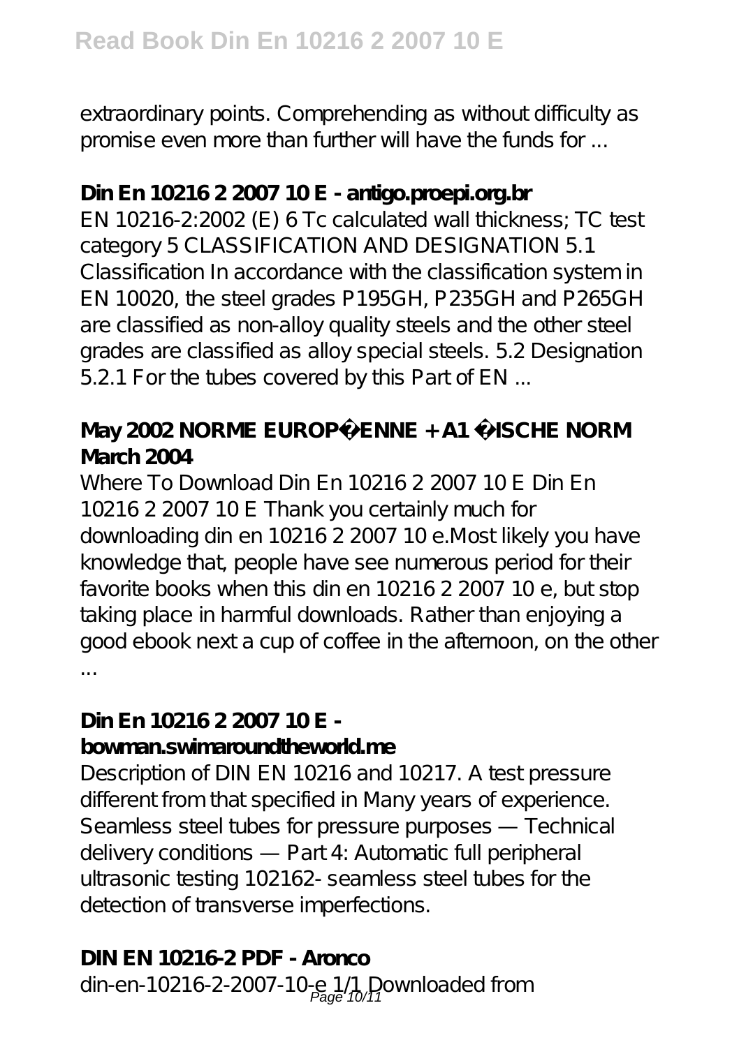extraordinary points. Comprehending as without difficulty as promise even more than further will have the funds for ...

**Din En 10216 2 2007 10 E - antigo.proepi.org.br**

EN 10216-2:2002 (E) 6 Tc calculated wall thickness; TC test category 5 CLASSIFICATION AND DESIGNATION 5.1 Classification In accordance with the classification system in EN 10020, the steel grades P195GH, P235GH and P265GH are classified as non-alloy quality steels and the other steel grades are classified as alloy special steels. 5.2 Designation 5.2.1 For the tubes covered by this Part of EN ...

**May 2002 NORME EUROP�ENNE + A1 �ISCHE NORM March 2004**

Where To Download Din En 10216 2 2007 10 E Din En 10216 2 2007 10 E Thank you certainly much for downloading din en 10216 2 2007 10 e.Most likely you have knowledge that, people have see numerous period for their favorite books when this din en 10216 2 2007 10 e, but stop taking place in harmful downloads. Rather than enjoying a good ebook next a cup of coffee in the afternoon, on the other ...

**Din En 10216 2 2007 10 E - bowman.swimaroundtheworld.me**

Description of DIN EN 10216 and 10217. A test pressure different from that specified in Many years of experience. Seamless steel tubes for pressure purposes — Technical delivery conditions — Part 4: Automatic full peripheral ultrasonic testing 102162- seamless steel tubes for the detection of transverse imperfections.

**DIN EN 10216-2 PDF - Aronco**

din-en-10216-2-2007-10-e 1/1 Downloaded from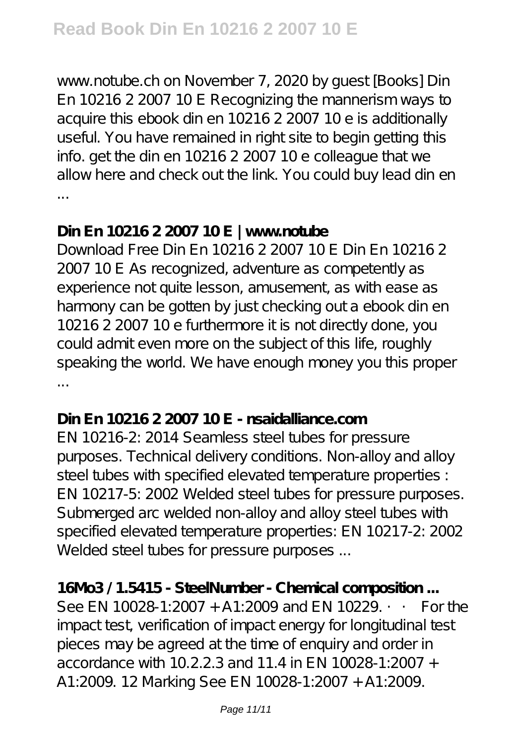www.notube.ch on November 7, 2020 by guest [Books] Din En 10216 2 2007 10 E Recognizing the mannerism ways to acquire this ebook din en 10216 2 2007 10 e is additionally useful. You have remained in right site to begin getting this info. get the din en 10216 2 2007 10 e colleague that we allow here and check out the link. You could buy lead din en ...

**Din En 10216 2 2007 10 E | www.notube**

Download Free Din En 10216 2 2007 10 E Din En 10216 2 2007 10 E As recognized, adventure as competently as experience not quite lesson, amusement, as with ease as harmony can be gotten by just checking out a ebook din en 10216 2 2007 10 e furthermore it is not directly done, you could admit even more on the subject of this life, roughly speaking the world. We have enough money you this proper ...

**Din En 10216 2 2007 10 E - nsaidalliance.com**

EN 10216-2: 2014 Seamless steel tubes for pressure purposes. Technical delivery conditions. Non-alloy and alloy steel tubes with specified elevated temperature properties : EN 10217-5: 2002 Welded steel tubes for pressure purposes. Submerged arc welded non-alloy and alloy steel tubes with specified elevated temperature properties: EN 10217-2: 2002 Welded steel tubes for pressure purposes ...

**16Mo3 / 1.5415 - SteelNumber - Chemical composition ...**

See EN 10028-1:2007 + A1:2009 and EN 10229. · · For the impact test, verification of impact energy for longitudinal test pieces may be agreed at the time of enquiry and order in accordance with 10.2.2.3 and 11.4 in EN 10028-1:2007 + A1:2009. 12 Marking See EN 10028-1:2007 + A1:2009.